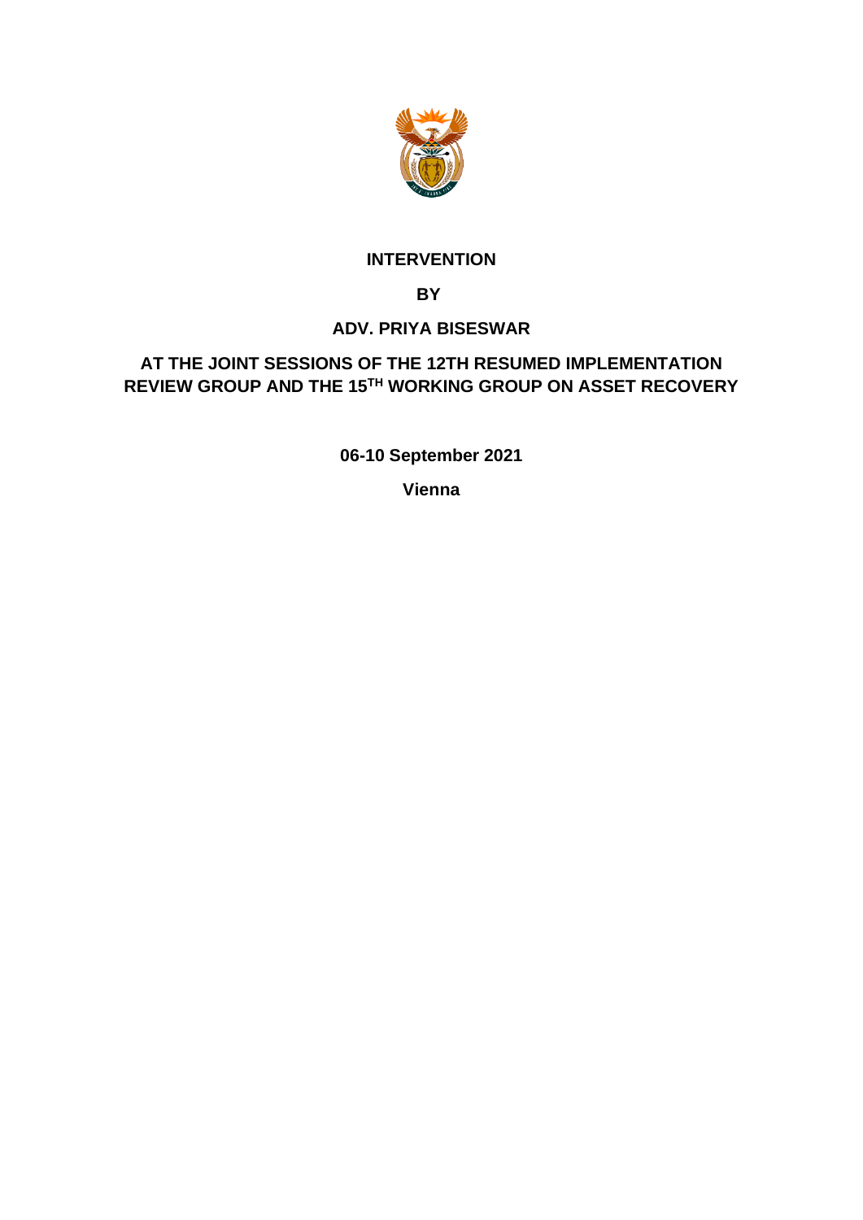**INTERVENTION**

**BY**

**ADV. PRIYA BISESWAR**

**AT THE JOINT SESSIONS OF THE 12TH RESUMED IMPLEMENTATION REVIEW GROUP AND THE 15TH WORKING GROUP ON ASSET RECOVERY**

**06-10 September 2021**

**Vienna**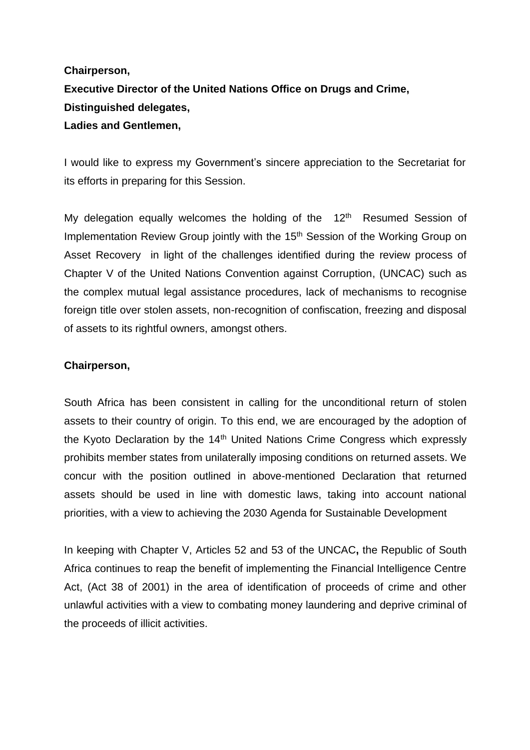**Chairperson,**
**Executive Director of the United Nations Office on Drugs and Crime,**
**Distinguished delegates,**
**Ladies and Gentlemen,**

I would like to express my Government's sincere appreciation to the Secretariat for its efforts in preparing for this Session.

My delegation equally welcomes the holding of the 12th Resumed Session of Implementation Review Group jointly with the 15th Session of the Working Group on Asset Recovery in light of the challenges identified during the review process of Chapter V of the United Nations Convention against Corruption, (UNCAC) such as the complex mutual legal assistance procedures, lack of mechanisms to recognise foreign title over stolen assets, non-recognition of confiscation, freezing and disposal of assets to its rightful owners, amongst others.

**Chairperson,**

South Africa has been consistent in calling for the unconditional return of stolen assets to their country of origin. To this end, we are encouraged by the adoption of the Kyoto Declaration by the 14th United Nations Crime Congress which expressly prohibits member states from unilaterally imposing conditions on returned assets. We concur with the position outlined in above-mentioned Declaration that returned assets should be used in line with domestic laws, taking into account national priorities, with a view to achieving the 2030 Agenda for Sustainable Development

In keeping with Chapter V, Articles 52 and 53 of the UNCAC**,** the Republic of South Africa continues to reap the benefit of implementing the Financial Intelligence Centre Act, (Act 38 of 2001) in the area of identification of proceeds of crime and other unlawful activities with a view to combating money laundering and deprive criminal of the proceeds of illicit activities.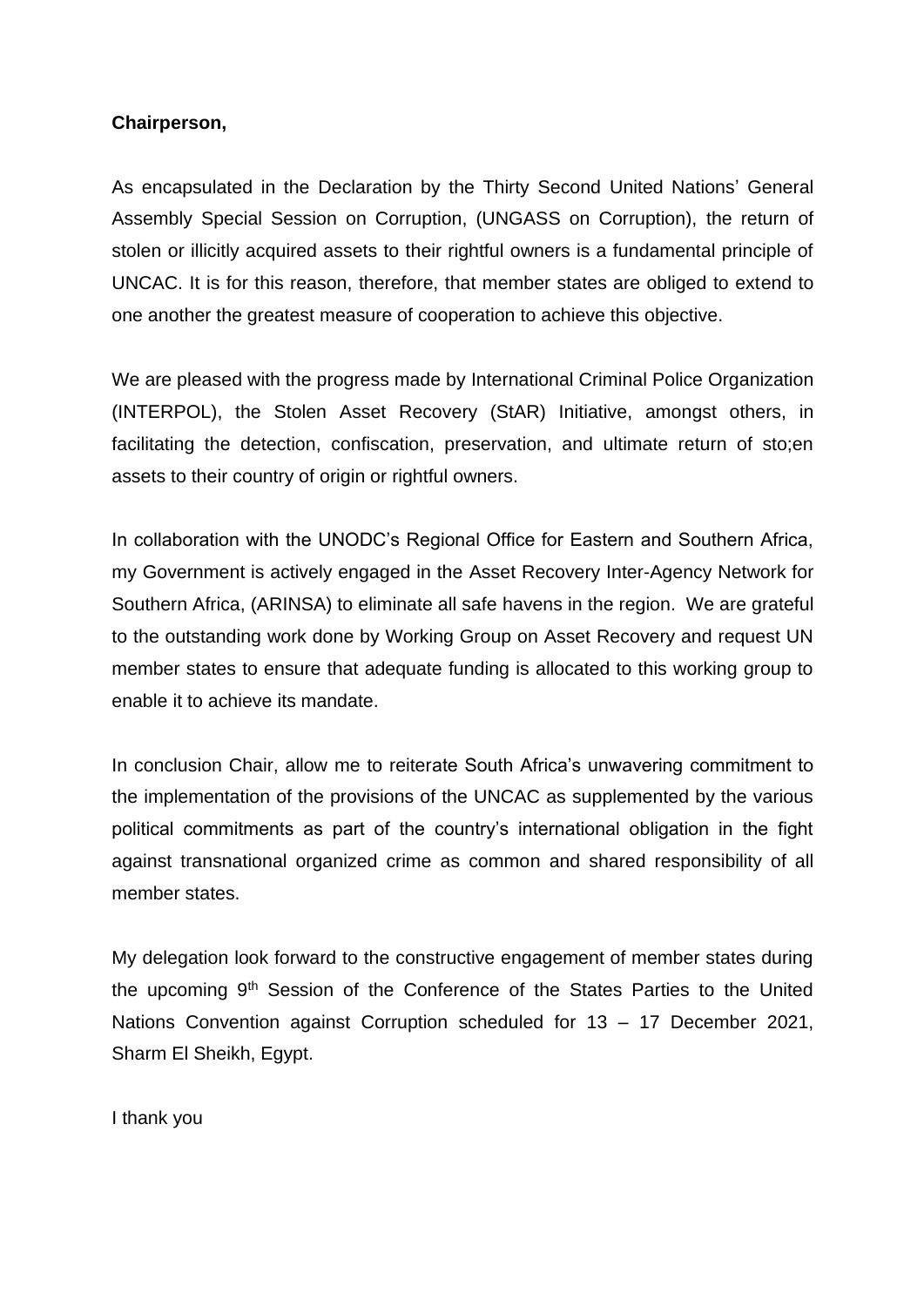**Chairperson,**

As encapsulated in the Declaration by the Thirty Second United Nations' General Assembly Special Session on Corruption, (UNGASS on Corruption), the return of stolen or illicitly acquired assets to their rightful owners is a fundamental principle of UNCAC. It is for this reason, therefore, that member states are obliged to extend to one another the greatest measure of cooperation to achieve this objective.

We are pleased with the progress made by International Criminal Police Organization (INTERPOL), the Stolen Asset Recovery (StAR) Initiative, amongst others, in facilitating the detection, confiscation, preservation, and ultimate return of sto;en assets to their country of origin or rightful owners.

In collaboration with the UNODC's Regional Office for Eastern and Southern Africa, my Government is actively engaged in the Asset Recovery Inter-Agency Network for Southern Africa, (ARINSA) to eliminate all safe havens in the region. We are grateful to the outstanding work done by Working Group on Asset Recovery and request UN member states to ensure that adequate funding is allocated to this working group to enable it to achieve its mandate.

In conclusion Chair, allow me to reiterate South Africa's unwavering commitment to the implementation of the provisions of the UNCAC as supplemented by the various political commitments as part of the country's international obligation in the fight against transnational organized crime as common and shared responsibility of all member states.

My delegation look forward to the constructive engagement of member states during the upcoming 9th Session of the Conference of the States Parties to the United Nations Convention against Corruption scheduled for 13 – 17 December 2021, Sharm El Sheikh, Egypt.

I thank you